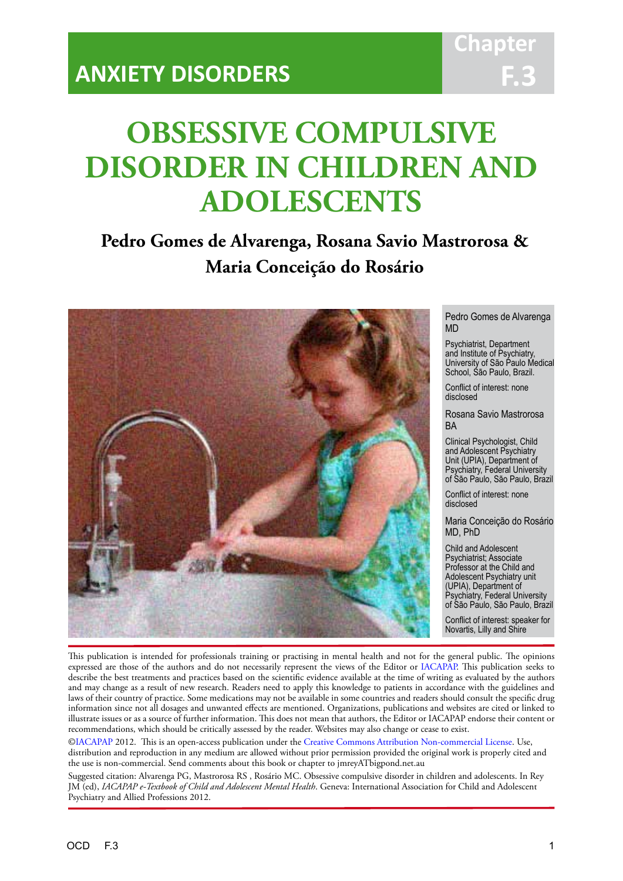# ANXIETY DISORDERS

Chapter F.3

# OBSESSIVE COMPULSIVE DISORDER IN CHILDREN AND ADOLESCENTS

**Pedro Gomes de Alvarenga, Rosana Savio Mastrorosa & Maria Conceição do Rosário**

Pedro Gomes de Alvarenga MD

Psychiatrist, Department and Institute of Psychiatry, University of São Paulo Medical School, São Paulo, Brazil.

Conflict of interest: none disclosed

Rosana Savio Mastrorosa BA

Clinical Psychologist, Child and Adolescent Psychiatry Unit (UPIA), Department of Psychiatry, Federal University of São Paulo, São Paulo, Brazil

Conflict of interest: none disclosed

Maria Conceição do Rosário MD, PhD

Child and Adolescent Psychiatrist; Associate Professor at the Child and Adolescent Psychiatry unit (UPIA), Department of Psychiatry, Federal University of São Paulo, São Paulo, Brazil

Conflict of interest: speaker for Novartis, Lilly and Shire

This publication is intended for professionals training or practising in mental health and not for the general public. The opinions expressed are those of the authors and do not necessarily represent the views of the Editor or IACAPAP. This publication seeks to describe the best treatments and practices based on the scientific evidence available at the time of writing as evaluated by the authors and may change as a result of new research. Readers need to apply this knowledge to patients in accordance with the guidelines and laws of their country of practice. Some medications may not be available in some countries and readers should consult the specific drug information since not all dosages and unwanted effects are mentioned. Organizations, publications and websites are cited or linked to illustrate issues or as a source of further information. This does not mean that authors, the Editor or IACAPAP endorse their content or recommendations, which should be critically assessed by the reader. Websites may also change or cease to exist.

©IACAPAP 2012. This is an open-access publication under the Creative Commons Attribution Non-commercial License. Use, distribution and reproduction in any medium are allowed without prior permission provided the original work is properly cited and the use is non-commercial. Send comments about this book or chapter to jmreyATbigpond.net.au

Suggested citation: Alvarenga PG, Mastrorosa RS , Rosário MC. Obsessive compulsive disorder in children and adolescents. In Rey JM (ed), *IACAPAP e-Textbook of Child and Adolescent Mental Health*. Geneva: International Association for Child and Adolescent Psychiatry and Allied Professions 2012.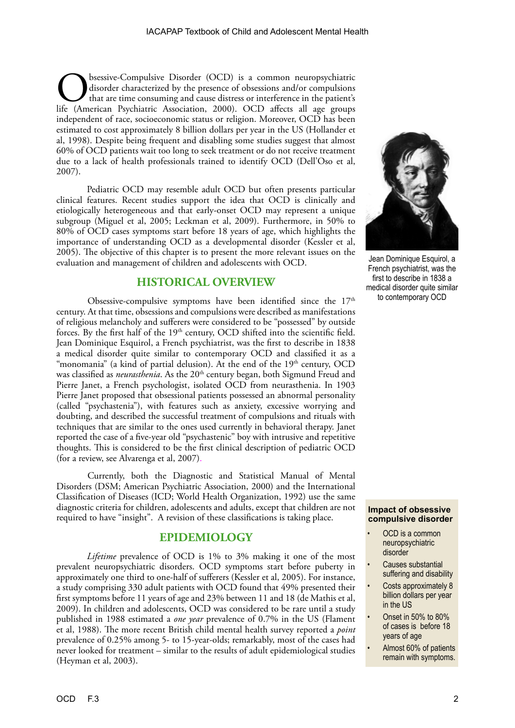Obsessive-Compulsive Disorder (OCD) is a common neuropsychiatric disorder characterized by the presence of obsessions and/or compulsions that are time consuming and cause distress or interference in the patient's life (American Psychiatric Association, 2000). OCD affects all age groups independent of race, socioeconomic status or religion. Moreover, OCD has been estimated to cost approximately 8 billion dollars per year in the US (Hollander et al, 1998). Despite being frequent and disabling some studies suggest that almost 60% of OCD patients wait too long to seek treatment or do not receive treatment due to a lack of health professionals trained to identify OCD (Dell'Oso et al, 2007).

Pediatric OCD may resemble adult OCD but often presents particular clinical features. Recent studies support the idea that OCD is clinically and etiologically heterogeneous and that early-onset OCD may represent a unique subgroup (Miguel et al, 2005; Leckman et al, 2009). Furthermore, in 50% to 80% of OCD cases symptoms start before 18 years of age, which highlights the importance of understanding OCD as a developmental disorder (Kessler et al, 2005). The objective of this chapter is to present the more relevant issues on the evaluation and management of children and adolescents with OCD.

Jean Dominique Esquirol, a French psychiatrist, was the first to describe in 1838 a medical disorder quite similar to contemporary OCD

## HISTORICAL OVERVIEW

Obsessive-compulsive symptoms have been identified since the 17th century. At that time, obsessions and compulsions were described as manifestations of religious melancholy and sufferers were considered to be "possessed" by outside forces. By the first half of the 19th century, OCD shifted into the scientific field. Jean Dominique Esquirol, a French psychiatrist, was the first to describe in 1838 a medical disorder quite similar to contemporary OCD and classified it as a "monomania" (a kind of partial delusion). At the end of the 19th century, OCD was classified as *neurasthenia*. As the 20th century began, both Sigmund Freud and Pierre Janet, a French psychologist, isolated OCD from neurasthenia. In 1903 Pierre Janet proposed that obsessional patients possessed an abnormal personality (called "psychastenia"), with features such as anxiety, excessive worrying and doubting, and described the successful treatment of compulsions and rituals with techniques that are similar to the ones used currently in behavioral therapy. Janet reported the case of a five-year old "psychastenic" boy with intrusive and repetitive thoughts. This is considered to be the first clinical description of pediatric OCD (for a review, see Alvarenga et al, 2007).

Currently, both the Diagnostic and Statistical Manual of Mental Disorders (DSM; American Psychiatric Association, 2000) and the International Classification of Diseases (ICD; World Health Organization, 1992) use the same diagnostic criteria for children, adolescents and adults, except that children are not required to have "insight". A revision of these classifications is taking place.

## EPIDEMIOLOGY

*Lifetime* prevalence of OCD is 1% to 3% making it one of the most prevalent neuropsychiatric disorders. OCD symptoms start before puberty in approximately one third to one-half of sufferers (Kessler et al, 2005). For instance, a study comprising 330 adult patients with OCD found that 49% presented their first symptoms before 11 years of age and 23% between 11 and 18 (de Mathis et al, 2009). In children and adolescents, OCD was considered to be rare until a study published in 1988 estimated a *one year* prevalence of 0.7% in the US (Flament et al, 1988). The more recent British child mental health survey reported a *point* prevalence of 0.25% among 5- to 15-year-olds; remarkably, most of the cases had never looked for treatment – similar to the results of adult epidemiological studies (Heyman et al, 2003).

**Impact of obsessive compulsive disorder**

- OCD is a common neuropsychiatric disorder
- Causes substantial suffering and disability
- Costs approximately 8 billion dollars per year in the US
- Onset in 50% to 80% of cases is before 18 years of age
- Almost 60% of patients remain with symptoms.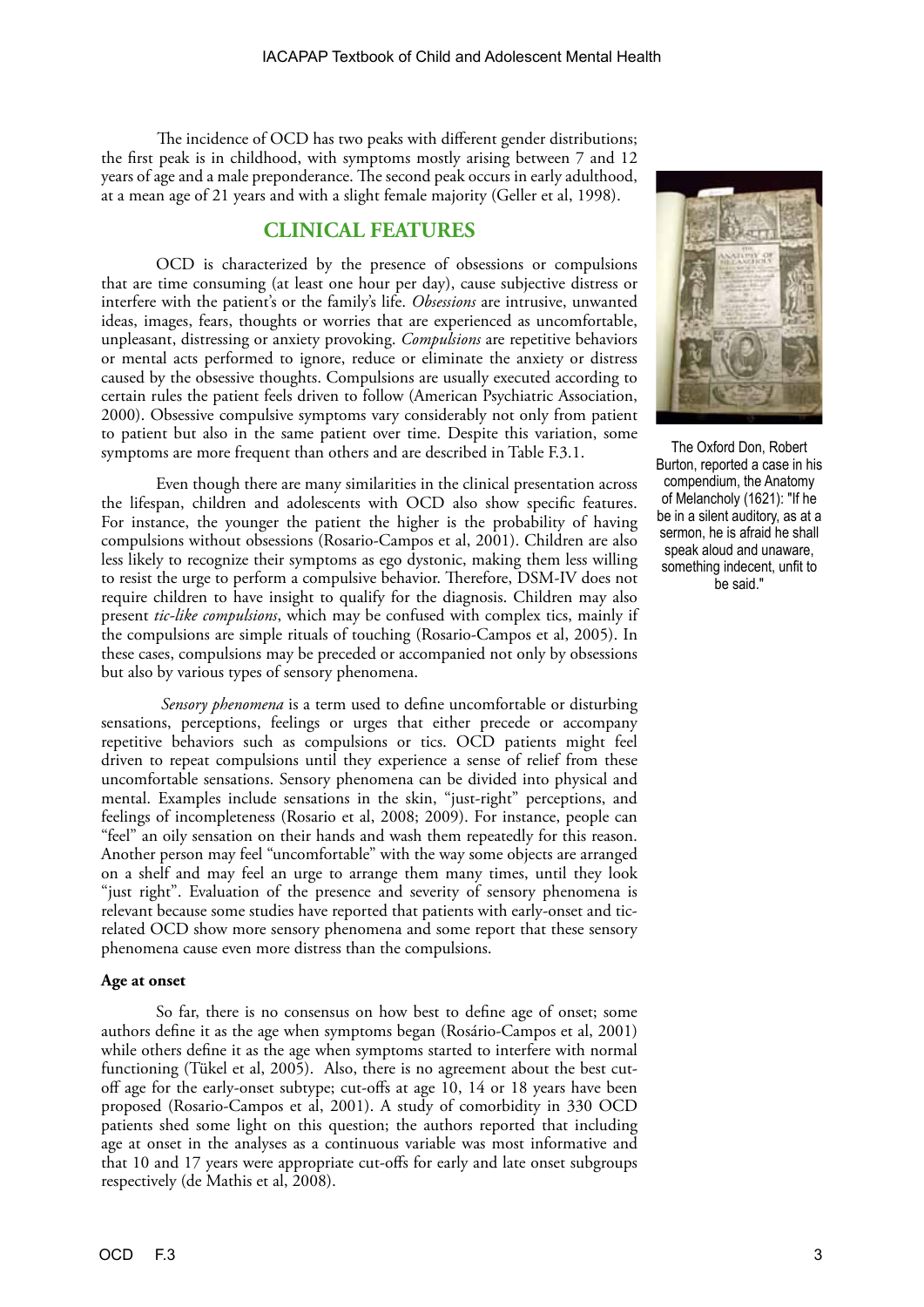The incidence of OCD has two peaks with different gender distributions; the first peak is in childhood, with symptoms mostly arising between 7 and 12 years of age and a male preponderance. The second peak occurs in early adulthood, at a mean age of 21 years and with a slight female majority (Geller et al, 1998).

## CLINICAL FEATURES

OCD is characterized by the presence of obsessions or compulsions that are time consuming (at least one hour per day), cause subjective distress or interfere with the patient's or the family's life. *Obsessions* are intrusive, unwanted ideas, images, fears, thoughts or worries that are experienced as uncomfortable, unpleasant, distressing or anxiety provoking. *Compulsions* are repetitive behaviors or mental acts performed to ignore, reduce or eliminate the anxiety or distress caused by the obsessive thoughts. Compulsions are usually executed according to certain rules the patient feels driven to follow (American Psychiatric Association, 2000). Obsessive compulsive symptoms vary considerably not only from patient to patient but also in the same patient over time. Despite this variation, some symptoms are more frequent than others and are described in Table F.3.1.

The Oxford Don, Robert Burton, reported a case in his compendium, the Anatomy of Melancholy (1621): "If he be in a silent auditory, as at a sermon, he is afraid he shall speak aloud and unaware, something indecent, unfit to be said."

Even though there are many similarities in the clinical presentation across the lifespan, children and adolescents with OCD also show specific features. For instance, the younger the patient the higher is the probability of having compulsions without obsessions (Rosario-Campos et al, 2001). Children are also less likely to recognize their symptoms as ego dystonic, making them less willing to resist the urge to perform a compulsive behavior. Therefore, DSM-IV does not require children to have insight to qualify for the diagnosis. Children may also present *tic-like compulsions*, which may be confused with complex tics, mainly if the compulsions are simple rituals of touching (Rosario-Campos et al, 2005). In these cases, compulsions may be preceded or accompanied not only by obsessions but also by various types of sensory phenomena.

*Sensory phenomena* is a term used to define uncomfortable or disturbing sensations, perceptions, feelings or urges that either precede or accompany repetitive behaviors such as compulsions or tics. OCD patients might feel driven to repeat compulsions until they experience a sense of relief from these uncomfortable sensations. Sensory phenomena can be divided into physical and mental. Examples include sensations in the skin, "just-right" perceptions, and feelings of incompleteness (Rosario et al, 2008; 2009). For instance, people can "feel" an oily sensation on their hands and wash them repeatedly for this reason. Another person may feel "uncomfortable" with the way some objects are arranged on a shelf and may feel an urge to arrange them many times, until they look "just right". Evaluation of the presence and severity of sensory phenomena is relevant because some studies have reported that patients with early-onset and tic-related OCD show more sensory phenomena and some report that these sensory phenomena cause even more distress than the compulsions.

**Age at onset**

So far, there is no consensus on how best to define age of onset; some authors define it as the age when symptoms began (Rosário-Campos et al, 2001) while others define it as the age when symptoms started to interfere with normal functioning (Tükel et al, 2005). Also, there is no agreement about the best cut-off age for the early-onset subtype; cut-offs at age 10, 14 or 18 years have been proposed (Rosario-Campos et al, 2001). A study of comorbidity in 330 OCD patients shed some light on this question; the authors reported that including age at onset in the analyses as a continuous variable was most informative and that 10 and 17 years were appropriate cut-offs for early and late onset subgroups respectively (de Mathis et al, 2008).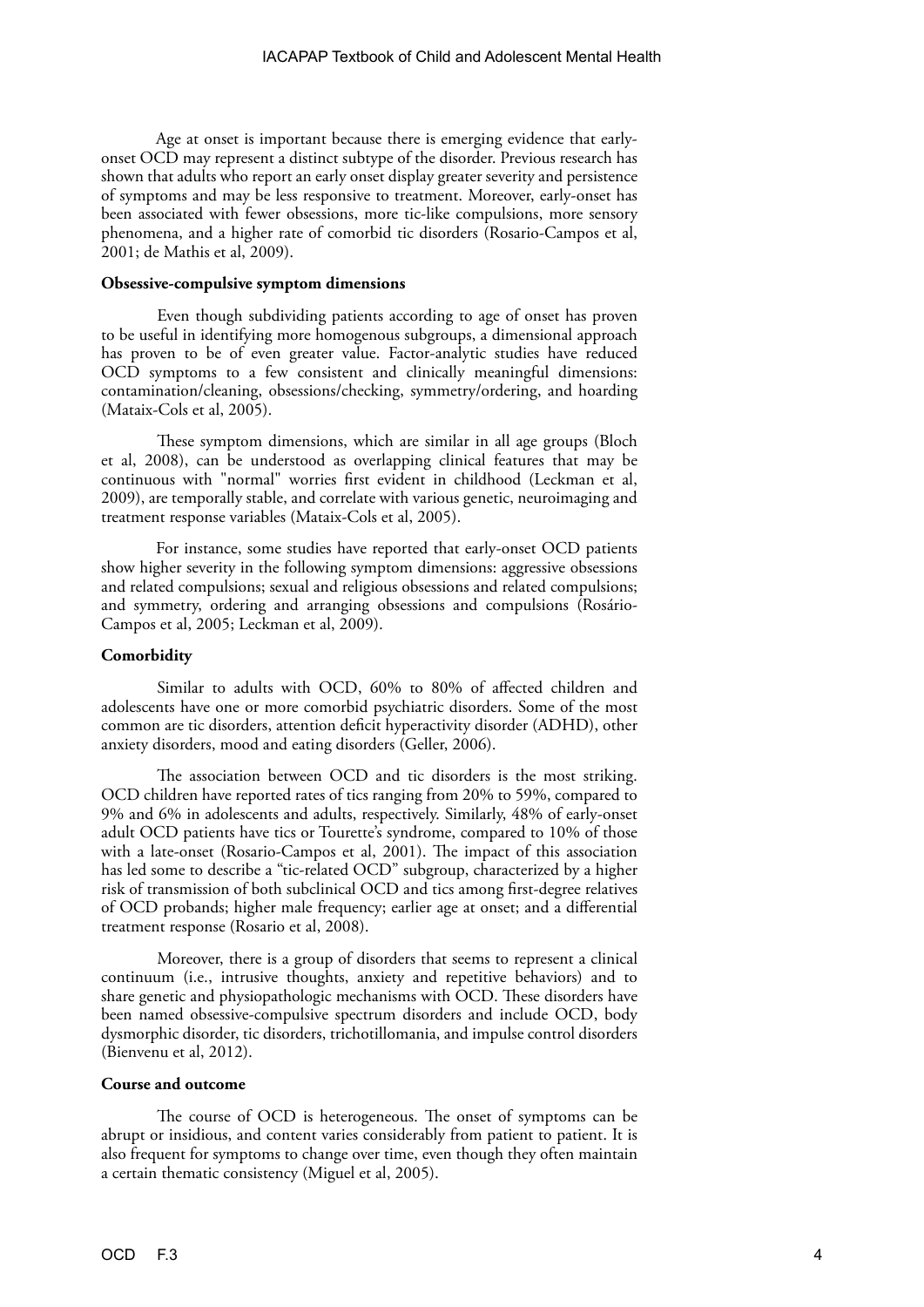Age at onset is important because there is emerging evidence that early-onset OCD may represent a distinct subtype of the disorder. Previous research has shown that adults who report an early onset display greater severity and persistence of symptoms and may be less responsive to treatment. Moreover, early-onset has been associated with fewer obsessions, more tic-like compulsions, more sensory phenomena, and a higher rate of comorbid tic disorders (Rosario-Campos et al, 2001; de Mathis et al, 2009).

**Obsessive-compulsive symptom dimensions**

Even though subdividing patients according to age of onset has proven to be useful in identifying more homogenous subgroups, a dimensional approach has proven to be of even greater value. Factor-analytic studies have reduced OCD symptoms to a few consistent and clinically meaningful dimensions: contamination/cleaning, obsessions/checking, symmetry/ordering, and hoarding (Mataix-Cols et al, 2005).

These symptom dimensions, which are similar in all age groups (Bloch et al, 2008), can be understood as overlapping clinical features that may be continuous with "normal" worries first evident in childhood (Leckman et al, 2009), are temporally stable, and correlate with various genetic, neuroimaging and treatment response variables (Mataix-Cols et al, 2005).

For instance, some studies have reported that early-onset OCD patients show higher severity in the following symptom dimensions: aggressive obsessions and related compulsions; sexual and religious obsessions and related compulsions; and symmetry, ordering and arranging obsessions and compulsions (Rosário-Campos et al, 2005; Leckman et al, 2009).

**Comorbidity**

Similar to adults with OCD, 60% to 80% of affected children and adolescents have one or more comorbid psychiatric disorders. Some of the most common are tic disorders, attention deficit hyperactivity disorder (ADHD), other anxiety disorders, mood and eating disorders (Geller, 2006).

The association between OCD and tic disorders is the most striking. OCD children have reported rates of tics ranging from 20% to 59%, compared to 9% and 6% in adolescents and adults, respectively. Similarly, 48% of early-onset adult OCD patients have tics or Tourette's syndrome, compared to 10% of those with a late-onset (Rosario-Campos et al, 2001). The impact of this association has led some to describe a "tic-related OCD" subgroup, characterized by a higher risk of transmission of both subclinical OCD and tics among first-degree relatives of OCD probands; higher male frequency; earlier age at onset; and a differential treatment response (Rosario et al, 2008).

Moreover, there is a group of disorders that seems to represent a clinical continuum (i.e., intrusive thoughts, anxiety and repetitive behaviors) and to share genetic and physiopathologic mechanisms with OCD. These disorders have been named obsessive-compulsive spectrum disorders and include OCD, body dysmorphic disorder, tic disorders, trichotillomania, and impulse control disorders (Bienvenu et al, 2012).

**Course and outcome**

The course of OCD is heterogeneous. The onset of symptoms can be abrupt or insidious, and content varies considerably from patient to patient. It is also frequent for symptoms to change over time, even though they often maintain a certain thematic consistency (Miguel et al, 2005).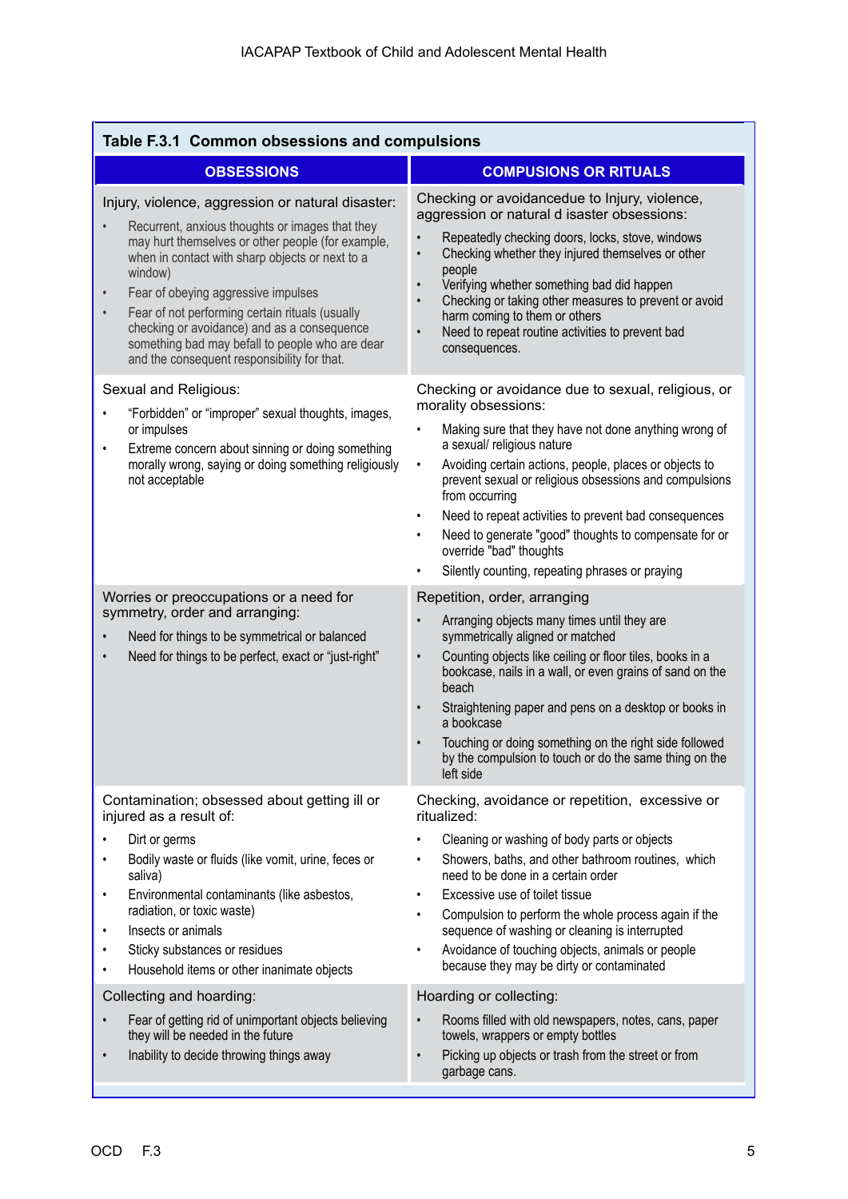**Table F.3.1 Common obsessions and compulsions**

| OBSESSIONS | COMPUSIONS OR RITUALS |
|---|---|
| Injury, violence, aggression or natural disaster:<br>• Recurrent, anxious thoughts or images that they may hurt themselves or other people (for example, when in contact with sharp objects or next to a window)<br>• Fear of obeying aggressive impulses<br>• Fear of not performing certain rituals (usually checking or avoidance) and as a consequence something bad may befall to people who are dear and the consequent responsibility for that. | Checking or avoidancedue to Injury, violence, aggression or natural d isaster obsessions:<br>• Repeatedly checking doors, locks, stove, windows<br>• Checking whether they injured themselves or other people<br>• Verifying whether something bad did happen<br>• Checking or taking other measures to prevent or avoid harm coming to them or others<br>• Need to repeat routine activities to prevent bad consequences. |
| Sexual and Religious:<br>• "Forbidden" or "improper" sexual thoughts, images, or impulses<br>• Extreme concern about sinning or doing something morally wrong, saying or doing something religiously not acceptable | Checking or avoidance due to sexual, religious, or morality obsessions:<br>• Making sure that they have not done anything wrong of a sexual/ religious nature<br>• Avoiding certain actions, people, places or objects to prevent sexual or religious obsessions and compulsions from occurring<br>• Need to repeat activities to prevent bad consequences<br>• Need to generate "good" thoughts to compensate for or override "bad" thoughts<br>• Silently counting, repeating phrases or praying |
| Worries or preoccupations or a need for symmetry, order and arranging:<br>• Need for things to be symmetrical or balanced<br>• Need for things to be perfect, exact or "just-right" | Repetition, order, arranging<br>• Arranging objects many times until they are symmetrically aligned or matched<br>• Counting objects like ceiling or floor tiles, books in a bookcase, nails in a wall, or even grains of sand on the beach<br>• Straightening paper and pens on a desktop or books in a bookcase<br>• Touching or doing something on the right side followed by the compulsion to touch or do the same thing on the left side |
| Contamination; obsessed about getting ill or injured as a result of:<br>• Dirt or germs<br>• Bodily waste or fluids (like vomit, urine, feces or saliva)<br>• Environmental contaminants (like asbestos, radiation, or toxic waste)<br>• Insects or animals<br>• Sticky substances or residues<br>• Household items or other inanimate objects | Checking, avoidance or repetition, excessive or ritualized:<br>• Cleaning or washing of body parts or objects<br>• Showers, baths, and other bathroom routines, which need to be done in a certain order<br>• Excessive use of toilet tissue<br>• Compulsion to perform the whole process again if the sequence of washing or cleaning is interrupted<br>• Avoidance of touching objects, animals or people because they may be dirty or contaminated |
| Collecting and hoarding:<br>• Fear of getting rid of unimportant objects believing they will be needed in the future<br>• Inability to decide throwing things away | Hoarding or collecting:<br>• Rooms filled with old newspapers, notes, cans, paper towels, wrappers or empty bottles<br>• Picking up objects or trash from the street or from garbage cans. |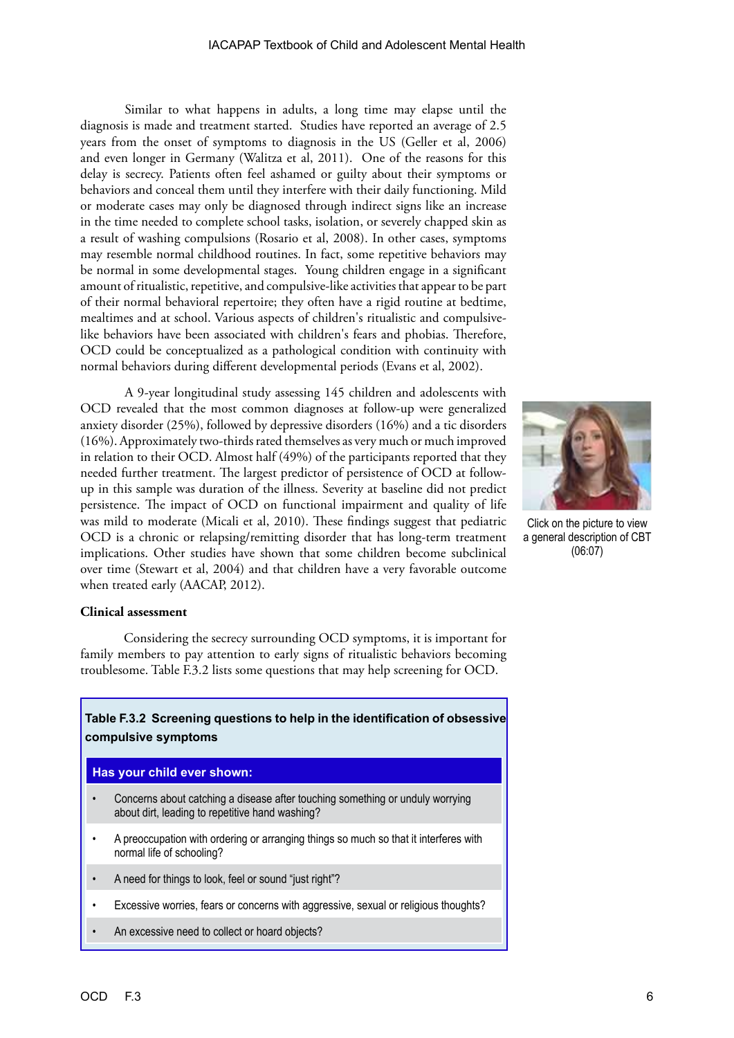Similar to what happens in adults, a long time may elapse until the diagnosis is made and treatment started. Studies have reported an average of 2.5 years from the onset of symptoms to diagnosis in the US (Geller et al, 2006) and even longer in Germany (Walitza et al, 2011). One of the reasons for this delay is secrecy. Patients often feel ashamed or guilty about their symptoms or behaviors and conceal them until they interfere with their daily functioning. Mild or moderate cases may only be diagnosed through indirect signs like an increase in the time needed to complete school tasks, isolation, or severely chapped skin as a result of washing compulsions (Rosario et al, 2008). In other cases, symptoms may resemble normal childhood routines. In fact, some repetitive behaviors may be normal in some developmental stages. Young children engage in a significant amount of ritualistic, repetitive, and compulsive-like activities that appear to be part of their normal behavioral repertoire; they often have a rigid routine at bedtime, mealtimes and at school. Various aspects of children's ritualistic and compulsive-like behaviors have been associated with children's fears and phobias. Therefore, OCD could be conceptualized as a pathological condition with continuity with normal behaviors during different developmental periods (Evans et al, 2002).

A 9-year longitudinal study assessing 145 children and adolescents with OCD revealed that the most common diagnoses at follow-up were generalized anxiety disorder (25%), followed by depressive disorders (16%) and a tic disorders (16%). Approximately two-thirds rated themselves as very much or much improved in relation to their OCD. Almost half (49%) of the participants reported that they needed further treatment. The largest predictor of persistence of OCD at follow-up in this sample was duration of the illness. Severity at baseline did not predict persistence. The impact of OCD on functional impairment and quality of life was mild to moderate (Micali et al, 2010). These findings suggest that pediatric OCD is a chronic or relapsing/remitting disorder that has long-term treatment implications. Other studies have shown that some children become subclinical over time (Stewart et al, 2004) and that children have a very favorable outcome when treated early (AACAP, 2012).

Click on the picture to view a general description of CBT (06:07)

**Clinical assessment**

Considering the secrecy surrounding OCD symptoms, it is important for family members to pay attention to early signs of ritualistic behaviors becoming troublesome. Table F.3.2 lists some questions that may help screening for OCD.

**Table F.3.2 Screening questions to help in the identification of obsessive compulsive symptoms**

| Has your child ever shown: |
|---|
| • Concerns about catching a disease after touching something or unduly worrying about dirt, leading to repetitive hand washing? |
| • A preoccupation with ordering or arranging things so much so that it interferes with normal life of schooling? |
| • A need for things to look, feel or sound "just right"? |
| • Excessive worries, fears or concerns with aggressive, sexual or religious thoughts? |
| • An excessive need to collect or hoard objects? |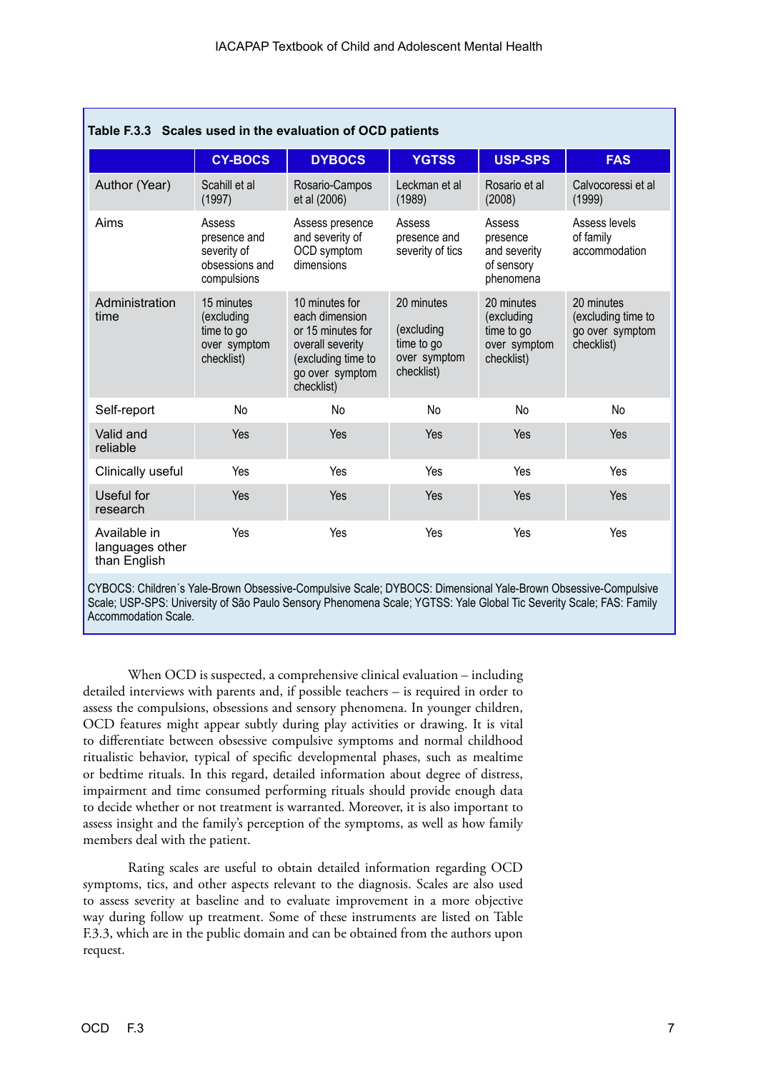**Table F.3.3 Scales used in the evaluation of OCD patients**

| | CY-BOCS | DYBOCS | YGTSS | USP-SPS | FAS |
|---|---|---|---|---|---|
| Author (Year) | Scahill et al (1997) | Rosario-Campos et al (2006) | Leckman et al (1989) | Rosario et al (2008) | Calvocoressi et al (1999) |
| Aims | Assess presence and severity of obsessions and compulsions | Assess presence and severity of OCD symptom dimensions | Assess presence and severity of tics | Assess presence and severity of sensory phenomena | Assess levels of family accommodation |
| Administration time | 15 minutes (excluding time to go over symptom checklist) | 10 minutes for each dimension or 15 minutes for overall severity (excluding time to go over symptom checklist) | 20 minutes (excluding time to go over symptom checklist) | 20 minutes (excluding time to go over symptom checklist) | 20 minutes (excluding time to go over symptom checklist) |
| Self-report | No | No | No | No | No |
| Valid and reliable | Yes | Yes | Yes | Yes | Yes |
| Clinically useful | Yes | Yes | Yes | Yes | Yes |
| Useful for research | Yes | Yes | Yes | Yes | Yes |
| Available in languages other than English | Yes | Yes | Yes | Yes | Yes |

CYBOCS: Children´s Yale-Brown Obsessive-Compulsive Scale; DYBOCS: Dimensional Yale-Brown Obsessive-Compulsive Scale; USP-SPS: University of São Paulo Sensory Phenomena Scale; YGTSS: Yale Global Tic Severity Scale; FAS: Family Accommodation Scale.

When OCD is suspected, a comprehensive clinical evaluation – including detailed interviews with parents and, if possible teachers – is required in order to assess the compulsions, obsessions and sensory phenomena. In younger children, OCD features might appear subtly during play activities or drawing. It is vital to differentiate between obsessive compulsive symptoms and normal childhood ritualistic behavior, typical of specific developmental phases, such as mealtime or bedtime rituals. In this regard, detailed information about degree of distress, impairment and time consumed performing rituals should provide enough data to decide whether or not treatment is warranted. Moreover, it is also important to assess insight and the family's perception of the symptoms, as well as how family members deal with the patient.

Rating scales are useful to obtain detailed information regarding OCD symptoms, tics, and other aspects relevant to the diagnosis. Scales are also used to assess severity at baseline and to evaluate improvement in a more objective way during follow up treatment. Some of these instruments are listed on Table F.3.3, which are in the public domain and can be obtained from the authors upon request.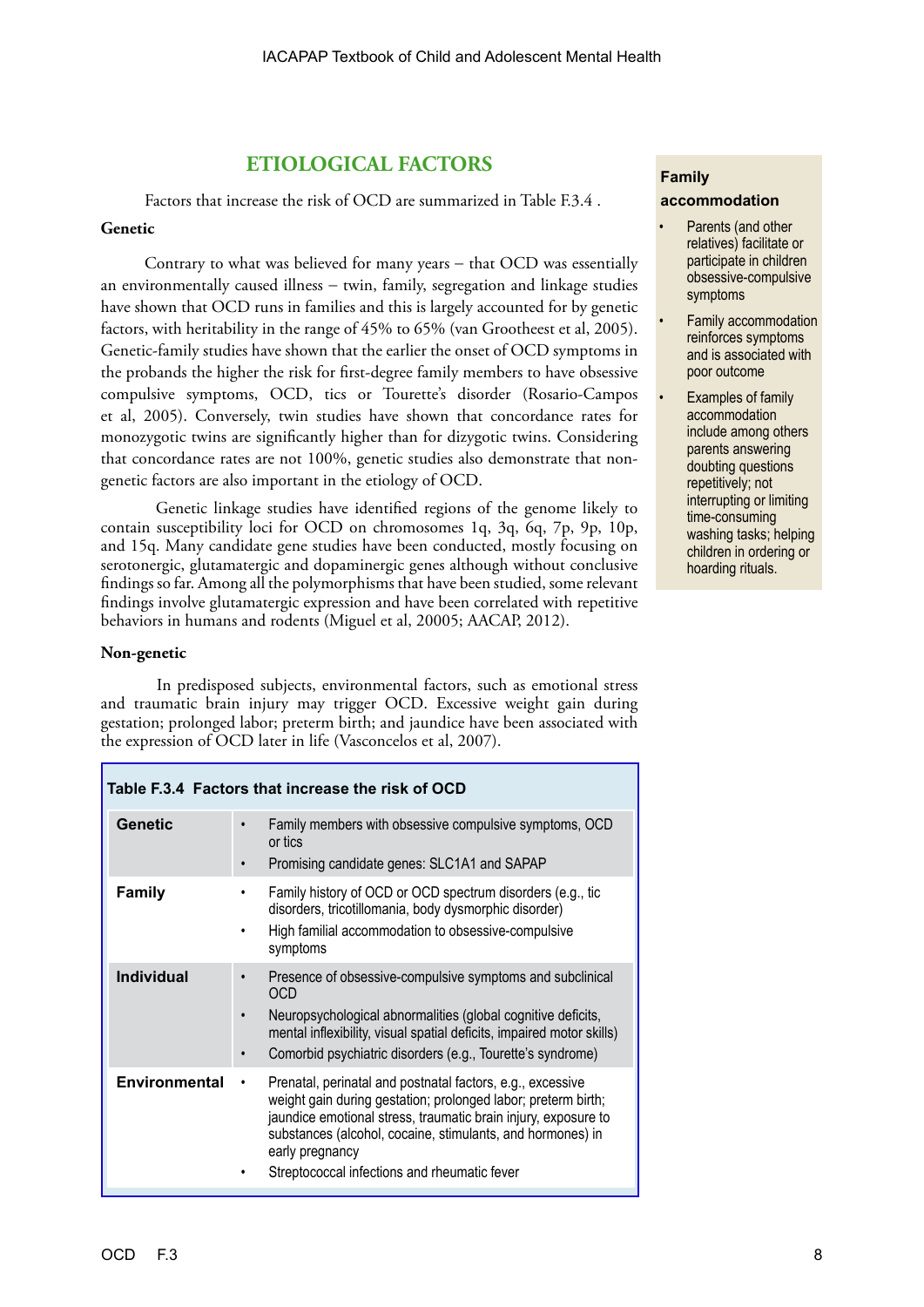## ETIOLOGICAL FACTORS

Factors that increase the risk of OCD are summarized in Table F.3.4 .

**Genetic**

Contrary to what was believed for many years – that OCD was essentially an environmentally caused illness – twin, family, segregation and linkage studies have shown that OCD runs in families and this is largely accounted for by genetic factors, with heritability in the range of 45% to 65% (van Grootheest et al, 2005). Genetic-family studies have shown that the earlier the onset of OCD symptoms in the probands the higher the risk for first-degree family members to have obsessive compulsive symptoms, OCD, tics or Tourette's disorder (Rosario-Campos et al, 2005). Conversely, twin studies have shown that concordance rates for monozygotic twins are significantly higher than for dizygotic twins. Considering that concordance rates are not 100%, genetic studies also demonstrate that non-genetic factors are also important in the etiology of OCD.

Genetic linkage studies have identified regions of the genome likely to contain susceptibility loci for OCD on chromosomes 1q, 3q, 6q, 7p, 9p, 10p, and 15q. Many candidate gene studies have been conducted, mostly focusing on serotonergic, glutamatergic and dopaminergic genes although without conclusive findings so far. Among all the polymorphisms that have been studied, some relevant findings involve glutamatergic expression and have been correlated with repetitive behaviors in humans and rodents (Miguel et al, 20005; AACAP, 2012).

**Non-genetic**

In predisposed subjects, environmental factors, such as emotional stress and traumatic brain injury may trigger OCD. Excessive weight gain during gestation; prolonged labor; preterm birth; and jaundice have been associated with the expression of OCD later in life (Vasconcelos et al, 2007).

**Table F.3.4 Factors that increase the risk of OCD**

| | |
|---|---|
| **Genetic** | • Family members with obsessive compulsive symptoms, OCD or tics<br>• Promising candidate genes: SLC1A1 and SAPAP |
| **Family** | • Family history of OCD or OCD spectrum disorders (e.g., tic disorders, tricotillomania, body dysmorphic disorder)<br>• High familial accommodation to obsessive-compulsive symptoms |
| **Individual** | • Presence of obsessive-compulsive symptoms and subclinical OCD<br>• Neuropsychological abnormalities (global cognitive deficits, mental inflexibility, visual spatial deficits, impaired motor skills)<br>• Comorbid psychiatric disorders (e.g., Tourette's syndrome) |
| **Environmental** | • Prenatal, perinatal and postnatal factors, e.g., excessive weight gain during gestation; prolonged labor; preterm birth; jaundice emotional stress, traumatic brain injury, exposure to substances (alcohol, cocaine, stimulants, and hormones) in early pregnancy<br>• Streptococcal infections and rheumatic fever |

**Family accommodation**

- Parents (and other relatives) facilitate or participate in children obsessive-compulsive symptoms
- Family accommodation reinforces symptoms and is associated with poor outcome
- Examples of family accommodation include among others parents answering doubting questions repetitively; not interrupting or limiting time-consuming washing tasks; helping children in ordering or hoarding rituals.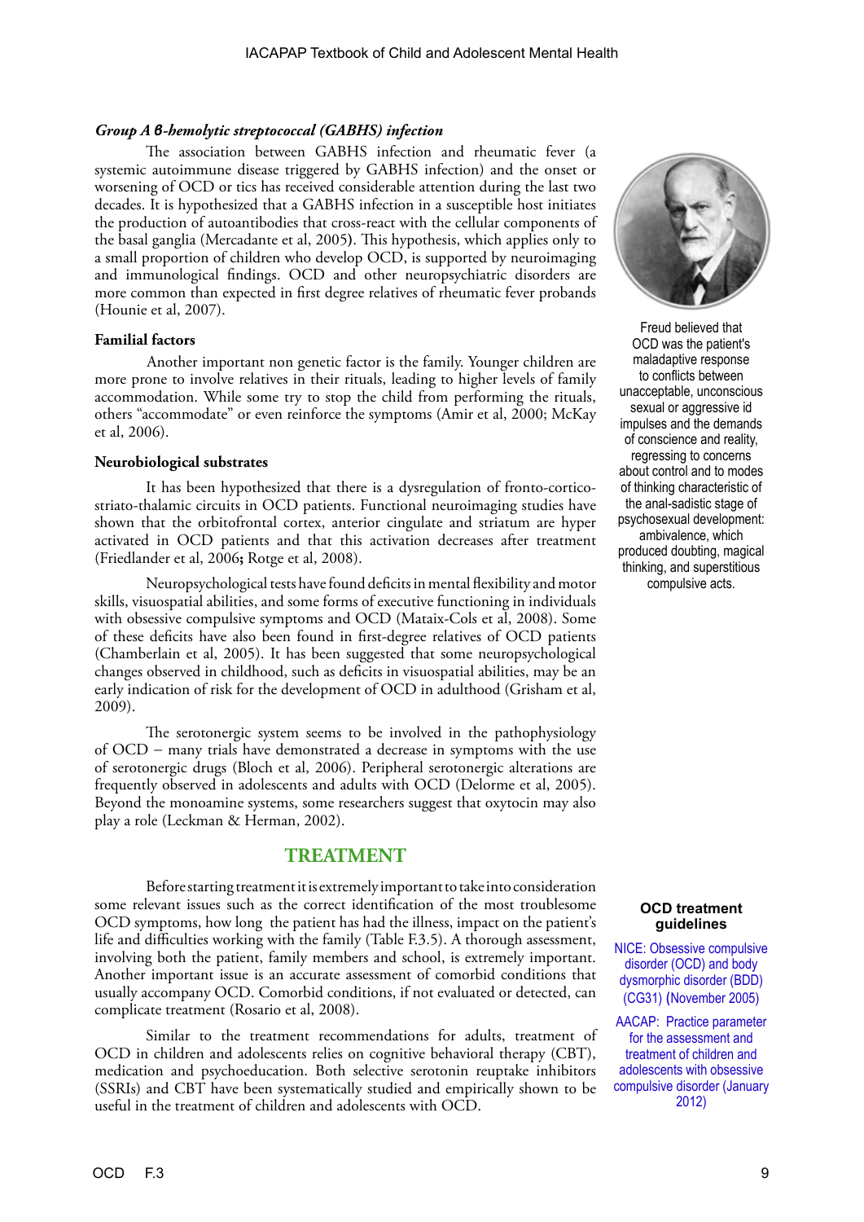### *Group A β-hemolytic streptococcal (GABHS) infection*

The association between GABHS infection and rheumatic fever (a systemic autoimmune disease triggered by GABHS infection) and the onset or worsening of OCD or tics has received considerable attention during the last two decades. It is hypothesized that a GABHS infection in a susceptible host initiates the production of autoantibodies that cross-react with the cellular components of the basal ganglia (Mercadante et al, 2005). This hypothesis, which applies only to a small proportion of children who develop OCD, is supported by neuroimaging and immunological findings. OCD and other neuropsychiatric disorders are more common than expected in first degree relatives of rheumatic fever probands (Hounie et al, 2007).

Freud believed that OCD was the patient's maladaptive response to conflicts between unacceptable, unconscious sexual or aggressive id impulses and the demands of conscience and reality, regressing to concerns about control and to modes of thinking characteristic of the anal-sadistic stage of psychosexual development: ambivalence, which produced doubting, magical thinking, and superstitious compulsive acts.

**Familial factors**

Another important non genetic factor is the family. Younger children are more prone to involve relatives in their rituals, leading to higher levels of family accommodation. While some try to stop the child from performing the rituals, others "accommodate" or even reinforce the symptoms (Amir et al, 2000; McKay et al, 2006).

**Neurobiological substrates**

It has been hypothesized that there is a dysregulation of fronto-cortico-striato-thalamic circuits in OCD patients. Functional neuroimaging studies have shown that the orbitofrontal cortex, anterior cingulate and striatum are hyper activated in OCD patients and that this activation decreases after treatment (Friedlander et al, 2006; Rotge et al, 2008).

Neuropsychological tests have found deficits in mental flexibility and motor skills, visuospatial abilities, and some forms of executive functioning in individuals with obsessive compulsive symptoms and OCD (Mataix-Cols et al, 2008). Some of these deficits have also been found in first-degree relatives of OCD patients (Chamberlain et al, 2005). It has been suggested that some neuropsychological changes observed in childhood, such as deficits in visuospatial abilities, may be an early indication of risk for the development of OCD in adulthood (Grisham et al, 2009).

The serotonergic system seems to be involved in the pathophysiology of OCD – many trials have demonstrated a decrease in symptoms with the use of serotonergic drugs (Bloch et al, 2006). Peripheral serotonergic alterations are frequently observed in adolescents and adults with OCD (Delorme et al, 2005). Beyond the monoamine systems, some researchers suggest that oxytocin may also play a role (Leckman & Herman, 2002).

## TREATMENT

Before starting treatment it is extremely important to take into consideration some relevant issues such as the correct identification of the most troublesome OCD symptoms, how long the patient has had the illness, impact on the patient's life and difficulties working with the family (Table F.3.5). A thorough assessment, involving both the patient, family members and school, is extremely important. Another important issue is an accurate assessment of comorbid conditions that usually accompany OCD. Comorbid conditions, if not evaluated or detected, can complicate treatment (Rosario et al, 2008).

Similar to the treatment recommendations for adults, treatment of OCD in children and adolescents relies on cognitive behavioral therapy (CBT), medication and psychoeducation. Both selective serotonin reuptake inhibitors (SSRIs) and CBT have been systematically studied and empirically shown to be useful in the treatment of children and adolescents with OCD.

**OCD treatment guidelines**

NICE: Obsessive compulsive disorder (OCD) and body dysmorphic disorder (BDD) (CG31) (November 2005)

AACAP: Practice parameter for the assessment and treatment of children and adolescents with obsessive compulsive disorder (January 2012)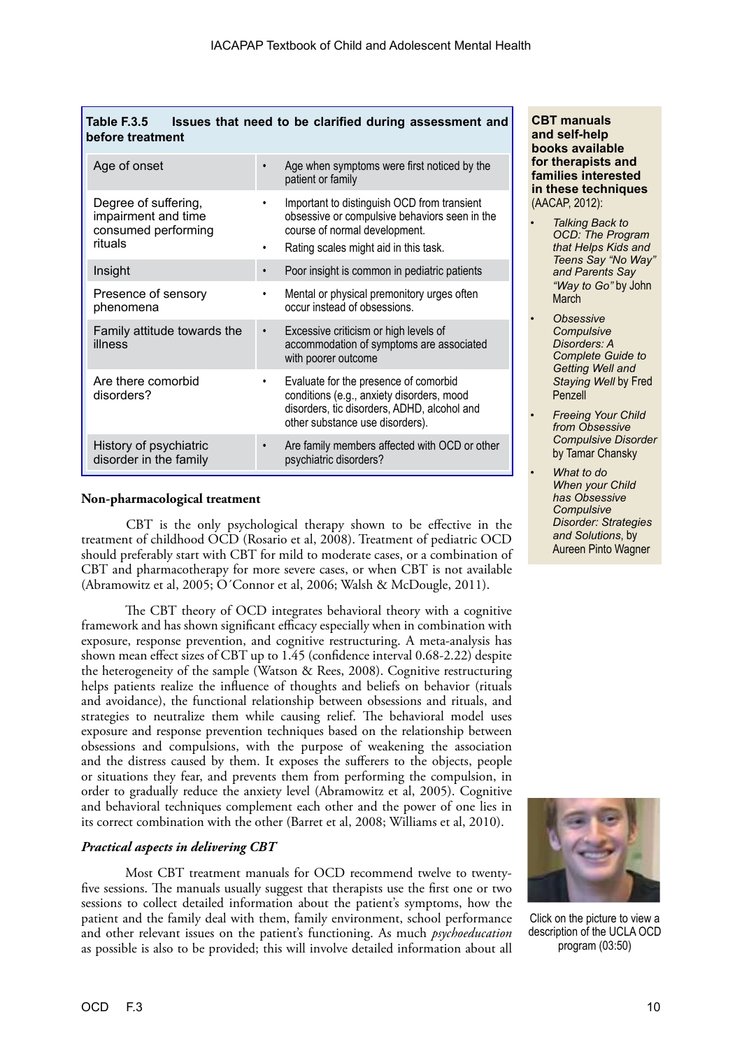**Table F.3.5 Issues that need to be clarified during assessment and before treatment**

| | |
|---|---|
| Age of onset | • Age when symptoms were first noticed by the patient or family |
| Degree of suffering, impairment and time consumed performing rituals | • Important to distinguish OCD from transient obsessive or compulsive behaviors seen in the course of normal development. • Rating scales might aid in this task. |
| Insight | • Poor insight is common in pediatric patients |
| Presence of sensory phenomena | • Mental or physical premonitory urges often occur instead of obsessions. |
| Family attitude towards the illness | • Excessive criticism or high levels of accommodation of symptoms are associated with poorer outcome |
| Are there comorbid disorders? | • Evaluate for the presence of comorbid conditions (e.g., anxiety disorders, mood disorders, tic disorders, ADHD, alcohol and other substance use disorders). |
| History of psychiatric disorder in the family | • Are family members affected with OCD or other psychiatric disorders? |

**CBT manuals and self-help books available for therapists and families interested in these techniques** (AACAP, 2012):

- *Talking Back to OCD: The Program that Helps Kids and Teens Say "No Way" and Parents Say "Way to Go"* by John March
- *Obsessive Compulsive Disorders: A Complete Guide to Getting Well and Staying Well* by Fred Penzell
- *Freeing Your Child from Obsessive Compulsive Disorder* by Tamar Chansky
- *What to do When your Child has Obsessive Compulsive Disorder: Strategies and Solutions*, by Aureen Pinto Wagner

**Non-pharmacological treatment**

CBT is the only psychological therapy shown to be effective in the treatment of childhood OCD (Rosario et al, 2008). Treatment of pediatric OCD should preferably start with CBT for mild to moderate cases, or a combination of CBT and pharmacotherapy for more severe cases, or when CBT is not available (Abramowitz et al, 2005; O´Connor et al, 2006; Walsh & McDougle, 2011).

The CBT theory of OCD integrates behavioral theory with a cognitive framework and has shown significant efficacy especially when in combination with exposure, response prevention, and cognitive restructuring. A meta-analysis has shown mean effect sizes of CBT up to 1.45 (confidence interval 0.68-2.22) despite the heterogeneity of the sample (Watson & Rees, 2008). Cognitive restructuring helps patients realize the influence of thoughts and beliefs on behavior (rituals and avoidance), the functional relationship between obsessions and rituals, and strategies to neutralize them while causing relief. The behavioral model uses exposure and response prevention techniques based on the relationship between obsessions and compulsions, with the purpose of weakening the association and the distress caused by them. It exposes the sufferers to the objects, people or situations they fear, and prevents them from performing the compulsion, in order to gradually reduce the anxiety level (Abramowitz et al, 2005). Cognitive and behavioral techniques complement each other and the power of one lies in its correct combination with the other (Barret et al, 2008; Williams et al, 2010).

***Practical aspects in delivering CBT***

Most CBT treatment manuals for OCD recommend twelve to twenty-five sessions. The manuals usually suggest that therapists use the first one or two sessions to collect detailed information about the patient's symptoms, how the patient and the family deal with them, family environment, school performance and other relevant issues on the patient's functioning. As much *psychoeducation* as possible is also to be provided; this will involve detailed information about all

Click on the picture to view a description of the UCLA OCD program (03:50)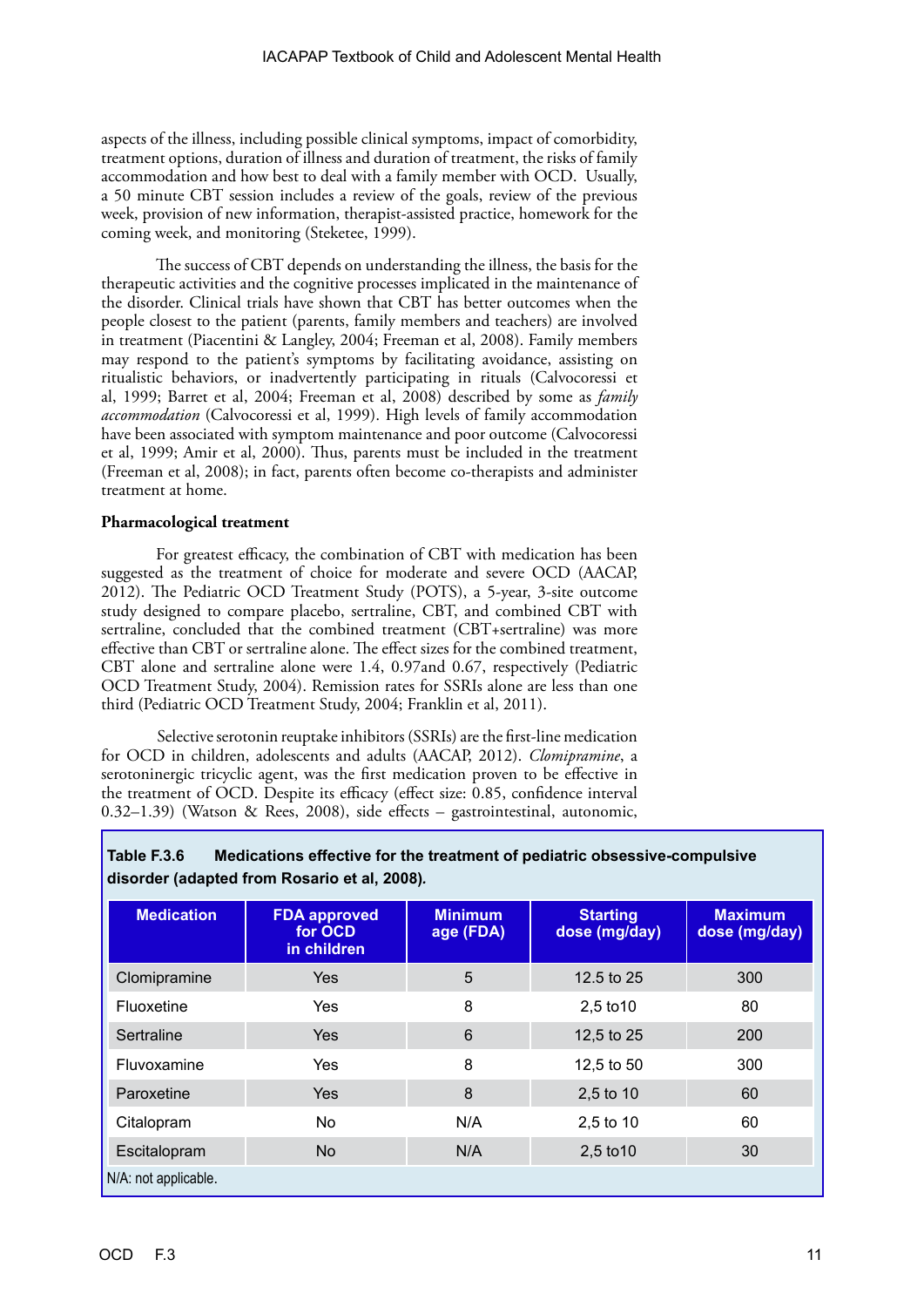aspects of the illness, including possible clinical symptoms, impact of comorbidity, treatment options, duration of illness and duration of treatment, the risks of family accommodation and how best to deal with a family member with OCD. Usually, a 50 minute CBT session includes a review of the goals, review of the previous week, provision of new information, therapist-assisted practice, homework for the coming week, and monitoring (Steketee, 1999).

The success of CBT depends on understanding the illness, the basis for the therapeutic activities and the cognitive processes implicated in the maintenance of the disorder. Clinical trials have shown that CBT has better outcomes when the people closest to the patient (parents, family members and teachers) are involved in treatment (Piacentini & Langley, 2004; Freeman et al, 2008). Family members may respond to the patient's symptoms by facilitating avoidance, assisting on ritualistic behaviors, or inadvertently participating in rituals (Calvocoressi et al, 1999; Barret et al, 2004; Freeman et al, 2008) described by some as *family accommodation* (Calvocoressi et al, 1999). High levels of family accommodation have been associated with symptom maintenance and poor outcome (Calvocoressi et al, 1999; Amir et al, 2000). Thus, parents must be included in the treatment (Freeman et al, 2008); in fact, parents often become co-therapists and administer treatment at home.

**Pharmacological treatment**

For greatest efficacy, the combination of CBT with medication has been suggested as the treatment of choice for moderate and severe OCD (AACAP, 2012). The Pediatric OCD Treatment Study (POTS), a 5-year, 3-site outcome study designed to compare placebo, sertraline, CBT, and combined CBT with sertraline, concluded that the combined treatment (CBT+sertraline) was more effective than CBT or sertraline alone. The effect sizes for the combined treatment, CBT alone and sertraline alone were 1.4, 0.97and 0.67, respectively (Pediatric OCD Treatment Study, 2004). Remission rates for SSRIs alone are less than one third (Pediatric OCD Treatment Study, 2004; Franklin et al, 2011).

Selective serotonin reuptake inhibitors (SSRIs) are the first-line medication for OCD in children, adolescents and adults (AACAP, 2012). *Clomipramine*, a serotoninergic tricyclic agent, was the first medication proven to be effective in the treatment of OCD. Despite its efficacy (effect size: 0.85, confidence interval 0.32–1.39) (Watson & Rees, 2008), side effects – gastrointestinal, autonomic,

**Table F.3.6 Medications effective for the treatment of pediatric obsessive-compulsive disorder (adapted from Rosario et al, 2008).**

| Medication | FDA approved for OCD in children | Minimum age (FDA) | Starting dose (mg/day) | Maximum dose (mg/day) |
|---|---|---|---|---|
| Clomipramine | Yes | 5 | 12.5 to 25 | 300 |
| Fluoxetine | Yes | 8 | 2,5 to10 | 80 |
| Sertraline | Yes | 6 | 12,5 to 25 | 200 |
| Fluvoxamine | Yes | 8 | 12,5 to 50 | 300 |
| Paroxetine | Yes | 8 | 2,5 to 10 | 60 |
| Citalopram | No | N/A | 2,5 to 10 | 60 |
| Escitalopram | No | N/A | 2,5 to10 | 30 |

N/A: not applicable.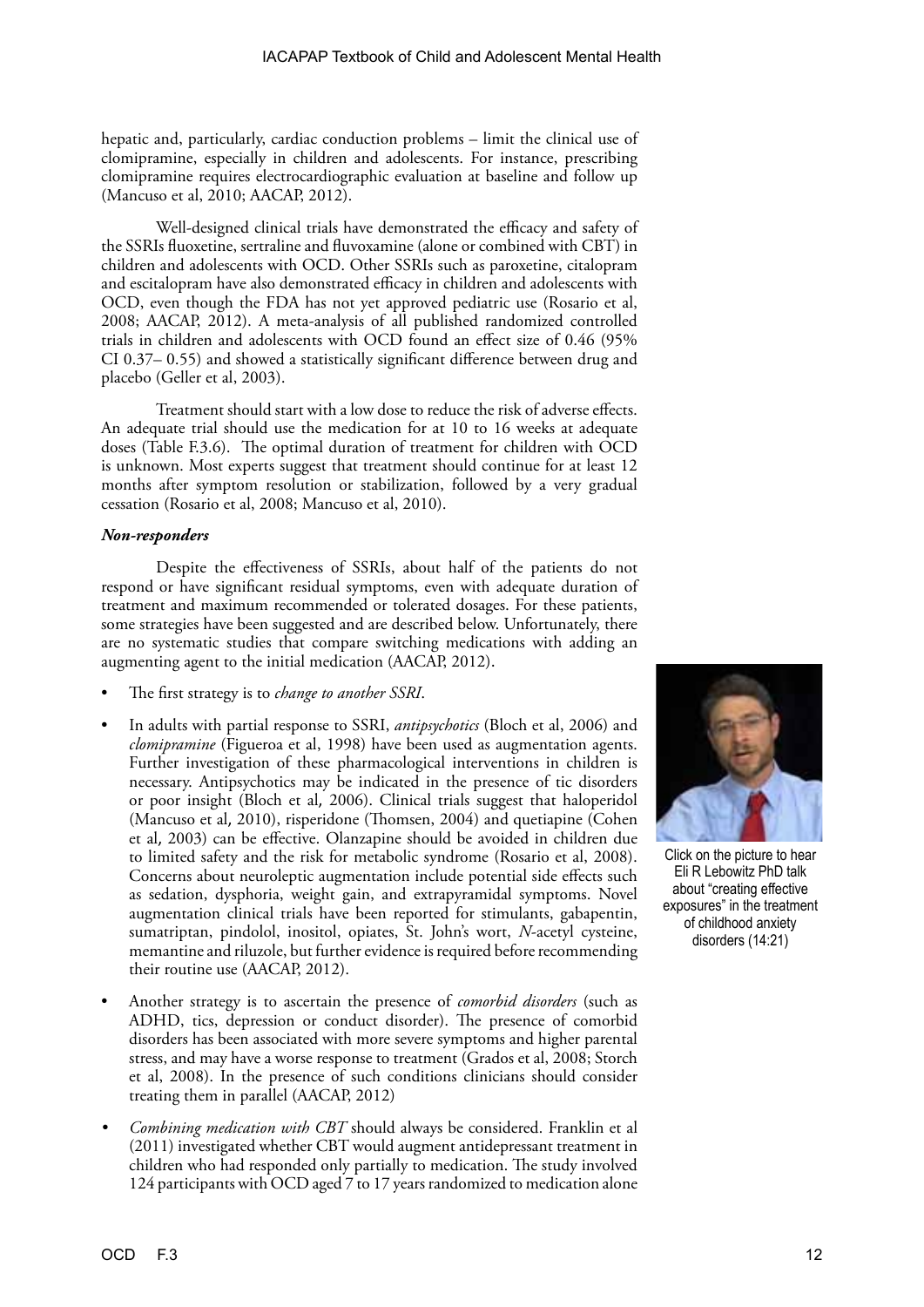hepatic and, particularly, cardiac conduction problems – limit the clinical use of clomipramine, especially in children and adolescents. For instance, prescribing clomipramine requires electrocardiographic evaluation at baseline and follow up (Mancuso et al, 2010; AACAP, 2012).

Well-designed clinical trials have demonstrated the efficacy and safety of the SSRIs fluoxetine, sertraline and fluvoxamine (alone or combined with CBT) in children and adolescents with OCD. Other SSRIs such as paroxetine, citalopram and escitalopram have also demonstrated efficacy in children and adolescents with OCD, even though the FDA has not yet approved pediatric use (Rosario et al, 2008; AACAP, 2012). A meta-analysis of all published randomized controlled trials in children and adolescents with OCD found an effect size of 0.46 (95% CI 0.37– 0.55) and showed a statistically significant difference between drug and placebo (Geller et al, 2003).

Treatment should start with a low dose to reduce the risk of adverse effects. An adequate trial should use the medication for at 10 to 16 weeks at adequate doses (Table F.3.6). The optimal duration of treatment for children with OCD is unknown. Most experts suggest that treatment should continue for at least 12 months after symptom resolution or stabilization, followed by a very gradual cessation (Rosario et al, 2008; Mancuso et al, 2010).

***Non-responders***

Despite the effectiveness of SSRIs, about half of the patients do not respond or have significant residual symptoms, even with adequate duration of treatment and maximum recommended or tolerated dosages. For these patients, some strategies have been suggested and are described below. Unfortunately, there are no systematic studies that compare switching medications with adding an augmenting agent to the initial medication (AACAP, 2012).

- The first strategy is to *change to another SSRI*.
- In adults with partial response to SSRI, *antipsychotics* (Bloch et al, 2006) and *clomipramine* (Figueroa et al, 1998) have been used as augmentation agents. Further investigation of these pharmacological interventions in children is necessary. Antipsychotics may be indicated in the presence of tic disorders or poor insight (Bloch et al, 2006). Clinical trials suggest that haloperidol (Mancuso et al, 2010), risperidone (Thomsen, 2004) and quetiapine (Cohen et al, 2003) can be effective. Olanzapine should be avoided in children due to limited safety and the risk for metabolic syndrome (Rosario et al, 2008). Concerns about neuroleptic augmentation include potential side effects such as sedation, dysphoria, weight gain, and extrapyramidal symptoms. Novel augmentation clinical trials have been reported for stimulants, gabapentin, sumatriptan, pindolol, inositol, opiates, St. John's wort, *N*-acetyl cysteine, memantine and riluzole, but further evidence is required before recommending their routine use (AACAP, 2012).
- Another strategy is to ascertain the presence of *comorbid disorders* (such as ADHD, tics, depression or conduct disorder). The presence of comorbid disorders has been associated with more severe symptoms and higher parental stress, and may have a worse response to treatment (Grados et al, 2008; Storch et al, 2008). In the presence of such conditions clinicians should consider treating them in parallel (AACAP, 2012)
- *Combining medication with CBT* should always be considered. Franklin et al (2011) investigated whether CBT would augment antidepressant treatment in children who had responded only partially to medication. The study involved 124 participants with OCD aged 7 to 17 years randomized to medication alone

Click on the picture to hear Eli R Lebowitz PhD talk about "creating effective exposures" in the treatment of childhood anxiety disorders (14:21)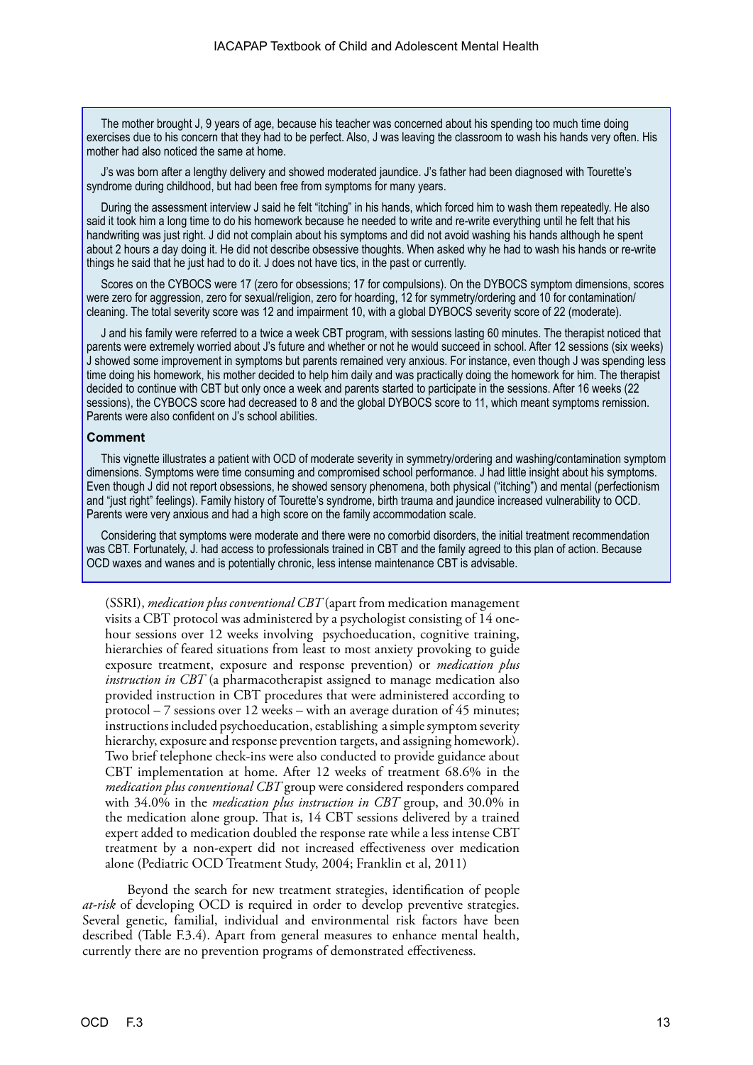The mother brought J, 9 years of age, because his teacher was concerned about his spending too much time doing exercises due to his concern that they had to be perfect. Also, J was leaving the classroom to wash his hands very often. His mother had also noticed the same at home.

J's was born after a lengthy delivery and showed moderated jaundice. J's father had been diagnosed with Tourette's syndrome during childhood, but had been free from symptoms for many years.

During the assessment interview J said he felt "itching" in his hands, which forced him to wash them repeatedly. He also said it took him a long time to do his homework because he needed to write and re-write everything until he felt that his handwriting was just right. J did not complain about his symptoms and did not avoid washing his hands although he spent about 2 hours a day doing it. He did not describe obsessive thoughts. When asked why he had to wash his hands or re-write things he said that he just had to do it. J does not have tics, in the past or currently.

Scores on the CYBOCS were 17 (zero for obsessions; 17 for compulsions). On the DYBOCS symptom dimensions, scores were zero for aggression, zero for sexual/religion, zero for hoarding, 12 for symmetry/ordering and 10 for contamination/cleaning. The total severity score was 12 and impairment 10, with a global DYBOCS severity score of 22 (moderate).

J and his family were referred to a twice a week CBT program, with sessions lasting 60 minutes. The therapist noticed that parents were extremely worried about J's future and whether or not he would succeed in school. After 12 sessions (six weeks) J showed some improvement in symptoms but parents remained very anxious. For instance, even though J was spending less time doing his homework, his mother decided to help him daily and was practically doing the homework for him. The therapist decided to continue with CBT but only once a week and parents started to participate in the sessions. After 16 weeks (22 sessions), the CYBOCS score had decreased to 8 and the global DYBOCS score to 11, which meant symptoms remission. Parents were also confident on J's school abilities.

**Comment**

This vignette illustrates a patient with OCD of moderate severity in symmetry/ordering and washing/contamination symptom dimensions. Symptoms were time consuming and compromised school performance. J had little insight about his symptoms. Even though J did not report obsessions, he showed sensory phenomena, both physical ("itching") and mental (perfectionism and "just right" feelings). Family history of Tourette's syndrome, birth trauma and jaundice increased vulnerability to OCD. Parents were very anxious and had a high score on the family accommodation scale.

Considering that symptoms were moderate and there were no comorbid disorders, the initial treatment recommendation was CBT. Fortunately, J. had access to professionals trained in CBT and the family agreed to this plan of action. Because OCD waxes and wanes and is potentially chronic, less intense maintenance CBT is advisable.

(SSRI), *medication plus conventional CBT* (apart from medication management visits a CBT protocol was administered by a psychologist consisting of 14 one-hour sessions over 12 weeks involving psychoeducation, cognitive training, hierarchies of feared situations from least to most anxiety provoking to guide exposure treatment, exposure and response prevention) or *medication plus instruction in CBT* (a pharmacotherapist assigned to manage medication also provided instruction in CBT procedures that were administered according to protocol – 7 sessions over 12 weeks – with an average duration of 45 minutes; instructions included psychoeducation, establishing a simple symptom severity hierarchy, exposure and response prevention targets, and assigning homework). Two brief telephone check-ins were also conducted to provide guidance about CBT implementation at home. After 12 weeks of treatment 68.6% in the *medication plus conventional CBT* group were considered responders compared with 34.0% in the *medication plus instruction in CBT* group, and 30.0% in the medication alone group. That is, 14 CBT sessions delivered by a trained expert added to medication doubled the response rate while a less intense CBT treatment by a non-expert did not increased effectiveness over medication alone (Pediatric OCD Treatment Study, 2004; Franklin et al, 2011)

Beyond the search for new treatment strategies, identification of people *at-risk* of developing OCD is required in order to develop preventive strategies. Several genetic, familial, individual and environmental risk factors have been described (Table F.3.4). Apart from general measures to enhance mental health, currently there are no prevention programs of demonstrated effectiveness.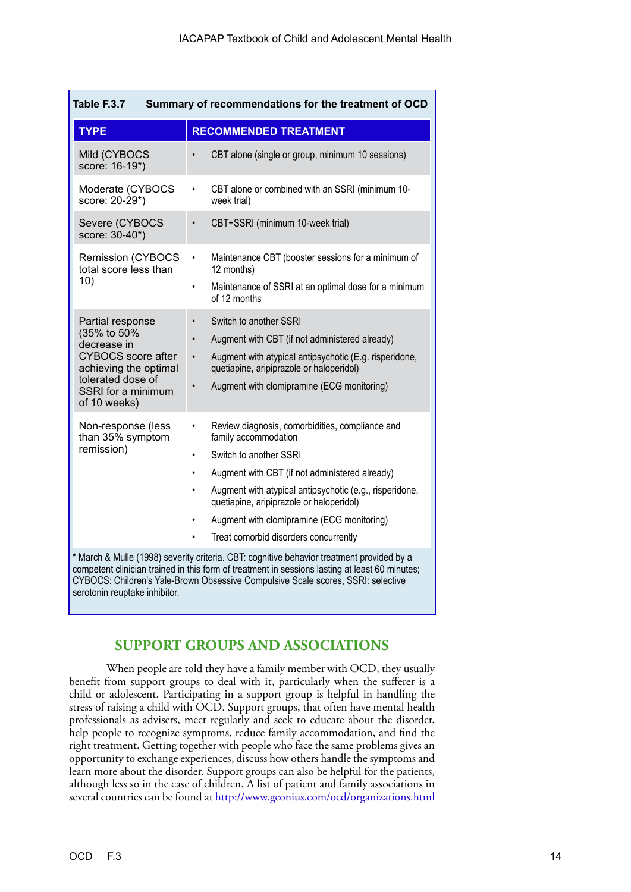**Table F.3.7 Summary of recommendations for the treatment of OCD**

| TYPE | RECOMMENDED TREATMENT |
|---|---|
| Mild (CYBOCS score: 16-19*) | • CBT alone (single or group, minimum 10 sessions) |
| Moderate (CYBOCS score: 20-29*) | • CBT alone or combined with an SSRI (minimum 10-week trial) |
| Severe (CYBOCS score: 30-40*) | • CBT+SSRI (minimum 10-week trial) |
| Remission (CYBOCS total score less than 10) | • Maintenance CBT (booster sessions for a minimum of 12 months)<br>• Maintenance of SSRI at an optimal dose for a minimum of 12 months |
| Partial response (35% to 50% decrease in CYBOCS score after achieving the optimal tolerated dose of SSRI for a minimum of 10 weeks) | • Switch to another SSRI<br>• Augment with CBT (if not administered already)<br>• Augment with atypical antipsychotic (E.g. risperidone, quetiapine, aripiprazole or haloperidol)<br>• Augment with clomipramine (ECG monitoring) |
| Non-response (less than 35% symptom remission) | • Review diagnosis, comorbidities, compliance and family accommodation<br>• Switch to another SSRI<br>• Augment with CBT (if not administered already)<br>• Augment with atypical antipsychotic (e.g., risperidone, quetiapine, aripiprazole or haloperidol)<br>• Augment with clomipramine (ECG monitoring)<br>• Treat comorbid disorders concurrently |

* March & Mulle (1998) severity criteria. CBT: cognitive behavior treatment provided by a competent clinician trained in this form of treatment in sessions lasting at least 60 minutes; CYBOCS: Children's Yale-Brown Obsessive Compulsive Scale scores, SSRI: selective serotonin reuptake inhibitor.

## SUPPORT GROUPS AND ASSOCIATIONS

When people are told they have a family member with OCD, they usually benefit from support groups to deal with it, particularly when the sufferer is a child or adolescent. Participating in a support group is helpful in handling the stress of raising a child with OCD. Support groups, that often have mental health professionals as advisers, meet regularly and seek to educate about the disorder, help people to recognize symptoms, reduce family accommodation, and find the right treatment. Getting together with people who face the same problems gives an opportunity to exchange experiences, discuss how others handle the symptoms and learn more about the disorder. Support groups can also be helpful for the patients, although less so in the case of children. A list of patient and family associations in several countries can be found at http://www.geonius.com/ocd/organizations.html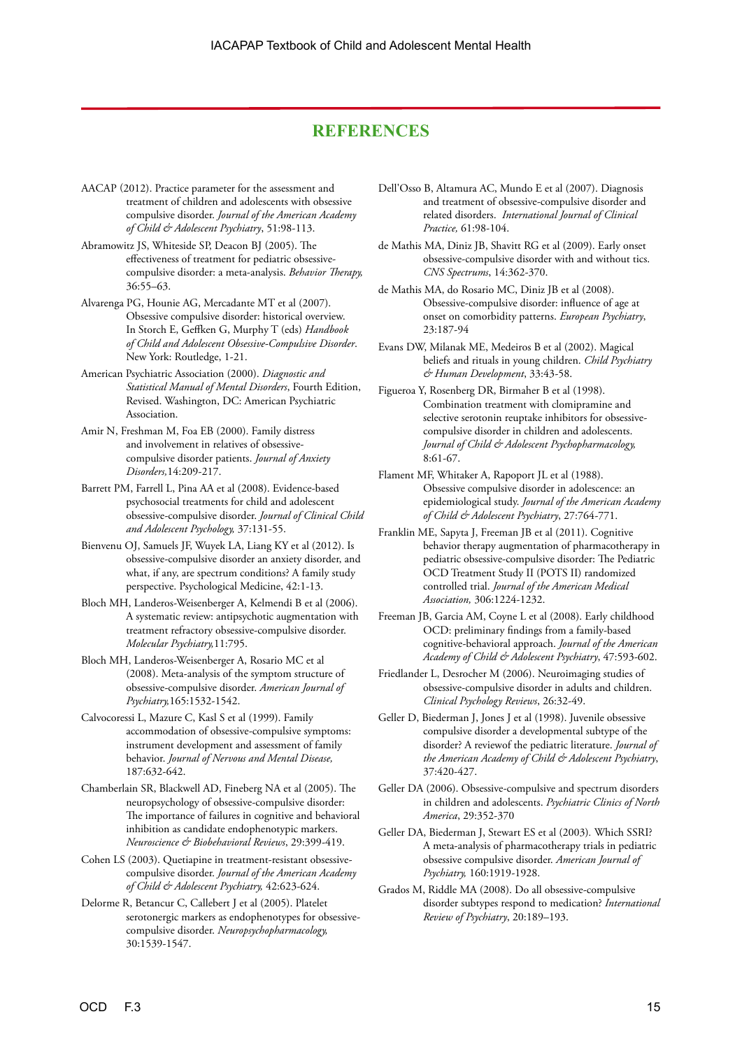## REFERENCES

AACAP (2012). Practice parameter for the assessment and treatment of children and adolescents with obsessive compulsive disorder. *Journal of the American Academy of Child & Adolescent Psychiatry*, 51:98-113.

Abramowitz JS, Whiteside SP, Deacon BJ (2005). The effectiveness of treatment for pediatric obsessive-compulsive disorder: a meta-analysis. *Behavior Therapy,* 36:55–63.

Alvarenga PG, Hounie AG, Mercadante MT et al (2007). Obsessive compulsive disorder: historical overview. In Storch E, Geffken G, Murphy T (eds) *Handbook of Child and Adolescent Obsessive-Compulsive Disorder*. New York: Routledge, 1-21.

American Psychiatric Association (2000). *Diagnostic and Statistical Manual of Mental Disorders*, Fourth Edition, Revised. Washington, DC: American Psychiatric Association.

Amir N, Freshman M, Foa EB (2000). Family distress and involvement in relatives of obsessive-compulsive disorder patients. *Journal of Anxiety Disorders,*14:209-217.

Barrett PM, Farrell L, Pina AA et al (2008). Evidence-based psychosocial treatments for child and adolescent obsessive-compulsive disorder. *Journal of Clinical Child and Adolescent Psychology,* 37:131-55.

Bienvenu OJ, Samuels JF, Wuyek LA, Liang KY et al (2012). Is obsessive-compulsive disorder an anxiety disorder, and what, if any, are spectrum conditions? A family study perspective. Psychological Medicine, 42:1-13.

Bloch MH, Landeros-Weisenberger A, Kelmendi B et al (2006). A systematic review: antipsychotic augmentation with treatment refractory obsessive-compulsive disorder. *Molecular Psychiatry,*11:795.

Bloch MH, Landeros-Weisenberger A, Rosario MC et al (2008). Meta-analysis of the symptom structure of obsessive-compulsive disorder. *American Journal of Psychiatry,*165:1532-1542.

Calvocoressi L, Mazure C, Kasl S et al (1999). Family accommodation of obsessive-compulsive symptoms: instrument development and assessment of family behavior. *Journal of Nervous and Mental Disease,* 187:632-642.

Chamberlain SR, Blackwell AD, Fineberg NA et al (2005). The neuropsychology of obsessive-compulsive disorder: The importance of failures in cognitive and behavioral inhibition as candidate endophenotypic markers. *Neuroscience & Biobehavioral Reviews*, 29:399-419.

Cohen LS (2003). Quetiapine in treatment-resistant obsessive-compulsive disorder. *Journal of the American Academy of Child & Adolescent Psychiatry,* 42:623-624.

Delorme R, Betancur C, Callebert J et al (2005). Platelet serotonergic markers as endophenotypes for obsessive-compulsive disorder. *Neuropsychopharmacology,* 30:1539-1547.

Dell'Osso B, Altamura AC, Mundo E et al (2007). Diagnosis and treatment of obsessive-compulsive disorder and related disorders. *International Journal of Clinical Practice,* 61:98-104.

de Mathis MA, Diniz JB, Shavitt RG et al (2009). Early onset obsessive-compulsive disorder with and without tics. *CNS Spectrums*, 14:362-370.

de Mathis MA, do Rosario MC, Diniz JB et al (2008). Obsessive-compulsive disorder: influence of age at onset on comorbidity patterns. *European Psychiatry*, 23:187-94

Evans DW, Milanak ME, Medeiros B et al (2002). Magical beliefs and rituals in young children. *Child Psychiatry & Human Development*, 33:43-58.

Figueroa Y, Rosenberg DR, Birmaher B et al (1998). Combination treatment with clomipramine and selective serotonin reuptake inhibitors for obsessive-compulsive disorder in children and adolescents. *Journal of Child & Adolescent Psychopharmacology,* 8:61-67.

Flament MF, Whitaker A, Rapoport JL et al (1988). Obsessive compulsive disorder in adolescence: an epidemiological study. *Journal of the American Academy of Child & Adolescent Psychiatry*, 27:764-771.

Franklin ME, Sapyta J, Freeman JB et al (2011). Cognitive behavior therapy augmentation of pharmacotherapy in pediatric obsessive-compulsive disorder: The Pediatric OCD Treatment Study II (POTS II) randomized controlled trial. *Journal of the American Medical Association,* 306:1224-1232.

Freeman JB, Garcia AM, Coyne L et al (2008). Early childhood OCD: preliminary findings from a family-based cognitive-behavioral approach. *Journal of the American Academy of Child & Adolescent Psychiatry*, 47:593-602.

Friedlander L, Desrocher M (2006). Neuroimaging studies of obsessive-compulsive disorder in adults and children. *Clinical Psychology Reviews*, 26:32-49.

Geller D, Biederman J, Jones J et al (1998). Juvenile obsessive compulsive disorder a developmental subtype of the disorder? A reviewof the pediatric literature. *Journal of the American Academy of Child & Adolescent Psychiatry*, 37:420-427.

Geller DA (2006). Obsessive-compulsive and spectrum disorders in children and adolescents. *Psychiatric Clinics of North America*, 29:352-370

Geller DA, Biederman J, Stewart ES et al (2003). Which SSRI? A meta-analysis of pharmacotherapy trials in pediatric obsessive compulsive disorder. *American Journal of Psychiatry,* 160:1919-1928.

Grados M, Riddle MA (2008). Do all obsessive-compulsive disorder subtypes respond to medication? *International Review of Psychiatry*, 20:189–193.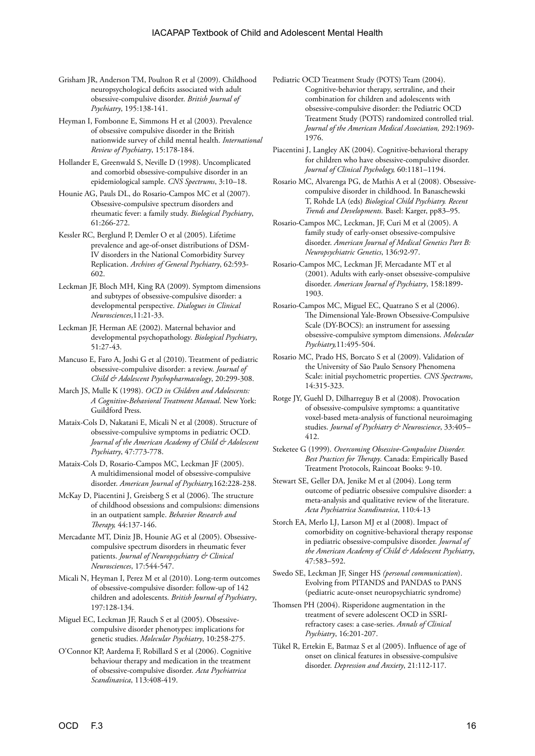Grisham JR, Anderson TM, Poulton R et al (2009). Childhood neuropsychological deficits associated with adult obsessive-compulsive disorder. *British Journal of Psychiatry*, 195:138-141.

Heyman I, Fombonne E, Simmons H et al (2003). Prevalence of obsessive compulsive disorder in the British nationwide survey of child mental health. *International Review of Psychiatry*, 15:178-184.

Hollander E, Greenwald S, Neville D (1998). Uncomplicated and comorbid obsessive-compulsive disorder in an epidemiological sample. *CNS Spectrums*, 3:10–18.

Hounie AG, Pauls DL, do Rosario-Campos MC et al (2007). Obsessive-compulsive spectrum disorders and rheumatic fever: a family study. *Biological Psychiatry*, 61:266-272.

Kessler RC, Berglund P, Demler O et al (2005). Lifetime prevalence and age-of-onset distributions of DSM-IV disorders in the National Comorbidity Survey Replication. *Archives of General Psychiatry*, 62:593-602.

Leckman JF, Bloch MH, King RA (2009). Symptom dimensions and subtypes of obsessive-compulsive disorder: a developmental perspective. *Dialogues in Clinical Neurosciences*,11:21-33.

Leckman JF, Herman AE (2002). Maternal behavior and developmental psychopathology. *Biological Psychiatry*, 51:27-43.

Mancuso E, Faro A, Joshi G et al (2010). Treatment of pediatric obsessive-compulsive disorder: a review. *Journal of Child & Adolescent Psychopharmacology*, 20:299-308.

March JS, Mulle K (1998). *OCD in Children and Adolescents: A Cognitive-Behavioral Treatment Manual*. New York: Guildford Press.

Mataix-Cols D, Nakatani E, Micali N et al (2008). Structure of obsessive-compulsive symptoms in pediatric OCD. *Journal of the American Academy of Child & Adolescent Psychiatry*, 47:773-778.

Mataix-Cols D, Rosario-Campos MC, Leckman JF (2005). A multidimensional model of obsessive-compulsive disorder. *American Journal of Psychiatry*,162:228-238.

McKay D, Piacentini J, Greisberg S et al (2006). The structure of childhood obsessions and compulsions: dimensions in an outpatient sample. *Behavior Research and Therapy,* 44:137-146.

Mercadante MT, Diniz JB, Hounie AG et al (2005). Obsessive-compulsive spectrum disorders in rheumatic fever patients. *Journal of Neuropsychiatry & Clinical Neurosciences*, 17:544-547.

Micali N, Heyman I, Perez M et al (2010). Long-term outcomes of obsessive-compulsive disorder: follow-up of 142 children and adolescents. *British Journal of Psychiatry*, 197:128-134.

Miguel EC, Leckman JF, Rauch S et al (2005). Obsessive-compulsive disorder phenotypes: implications for genetic studies. *Molecular Psychiatry*, 10:258-275.

O'Connor KP, Aardema F, Robillard S et al (2006). Cognitive behaviour therapy and medication in the treatment of obsessive-compulsive disorder. *Acta Psychiatrica Scandinavica*, 113:408-419.

Pediatric OCD Treatment Study (POTS) Team (2004). Cognitive-behavior therapy, sertraline, and their combination for children and adolescents with obsessive-compulsive disorder: the Pediatric OCD Treatment Study (POTS) randomized controlled trial. *Journal of the American Medical Association,* 292:1969-1976.

Piacentini J, Langley AK (2004). Cognitive-behavioral therapy for children who have obsessive-compulsive disorder. *Journal of Clinical Psychology,* 60:1181–1194.

Rosario MC, Alvarenga PG, de Mathis A et al (2008). Obsessive-compulsive disorder in childhood. In Banaschewski T, Rohde LA (eds) *Biological Child Psychiatry. Recent Trends and Developments.* Basel: Karger, pp83–95.

Rosario-Campos MC, Leckman, JF, Curi M et al (2005). A family study of early-onset obsessive-compulsive disorder. *American Journal of Medical Genetics Part B: Neuropsychiatric Genetics*, 136:92-97.

Rosario-Campos MC, Leckman JF, Mercadante MT et al (2001). Adults with early-onset obsessive-compulsive disorder. *American Journal of Psychiatry*, 158:1899-1903.

Rosario-Campos MC, Miguel EC, Quatrano S et al (2006). The Dimensional Yale-Brown Obsessive-Compulsive Scale (DY-BOCS): an instrument for assessing obsessive-compulsive symptom dimensions. *Molecular Psychiatry,*11:495-504.

Rosario MC, Prado HS, Borcato S et al (2009). Validation of the University of São Paulo Sensory Phenomena Scale: initial psychometric properties. *CNS Spectrums*, 14:315-323.

Rotge JY, Guehl D, Dilharreguy B et al (2008). Provocation of obsessive-compulsive symptoms: a quantitative voxel-based meta-analysis of functional neuroimaging studies. *Journal of Psychiatry & Neuroscience*, 33:405–412.

Steketee G (1999). *Overcoming Obsessive-Compulsive Disorder. Best Practices for Therapy*. Canada: Empirically Based Treatment Protocols, Raincoat Books: 9-10.

Stewart SE, Geller DA, Jenike M et al (2004). Long term outcome of pediatric obsessive compulsive disorder: a meta-analysis and qualitative review of the literature. *Acta Psychiatrica Scandinavica*, 110:4-13

Storch EA, Merlo LJ, Larson MJ et al (2008). Impact of comorbidity on cognitive-behavioral therapy response in pediatric obsessive-compulsive disorder. *Journal of the American Academy of Child & Adolescent Psychiatry*, 47:583–592.

Swedo SE, Leckman JF, Singer HS *(personal communication*). Evolving from PITANDS and PANDAS to PANS (pediatric acute-onset neuropsychiatric syndrome)

Thomsen PH (2004). Risperidone augmentation in the treatment of severe adolescent OCD in SSRI-refractory cases: a case-series. *Annals of Clinical Psychiatry*, 16:201-207.

Tükel R, Ertekin E, Batmaz S et al (2005). Influence of age of onset on clinical features in obsessive-compulsive disorder. *Depression and Anxiety*, 21:112-117.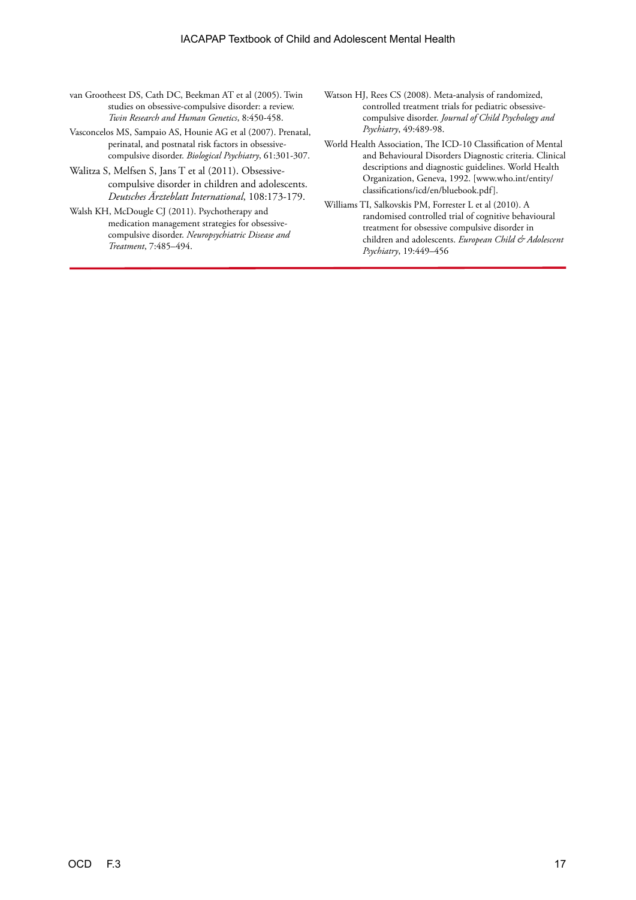van Grootheest DS, Cath DC, Beekman AT et al (2005). Twin studies on obsessive-compulsive disorder: a review. *Twin Research and Human Genetics*, 8:450-458.

Vasconcelos MS, Sampaio AS, Hounie AG et al (2007). Prenatal, perinatal, and postnatal risk factors in obsessive-compulsive disorder. *Biological Psychiatry*, 61:301-307.

Walitza S, Melfsen S, Jans T et al (2011). Obsessive-compulsive disorder in children and adolescents. *Deutsches Ärzteblatt International*, 108:173-179.

Walsh KH, McDougle CJ (2011). Psychotherapy and medication management strategies for obsessive-compulsive disorder. *Neuropsychiatric Disease and Treatment*, 7:485–494.

Watson HJ, Rees CS (2008). Meta-analysis of randomized, controlled treatment trials for pediatric obsessive-compulsive disorder. *Journal of Child Psychology and Psychiatry*, 49:489-98.

World Health Association, The ICD-10 Classification of Mental and Behavioural Disorders Diagnostic criteria. Clinical descriptions and diagnostic guidelines. World Health Organization, Geneva, 1992. [www.who.int/entity/classifications/icd/en/bluebook.pdf].

Williams TI, Salkovskis PM, Forrester L et al (2010). A randomised controlled trial of cognitive behavioural treatment for obsessive compulsive disorder in children and adolescents. *European Child & Adolescent Psychiatry*, 19:449–456